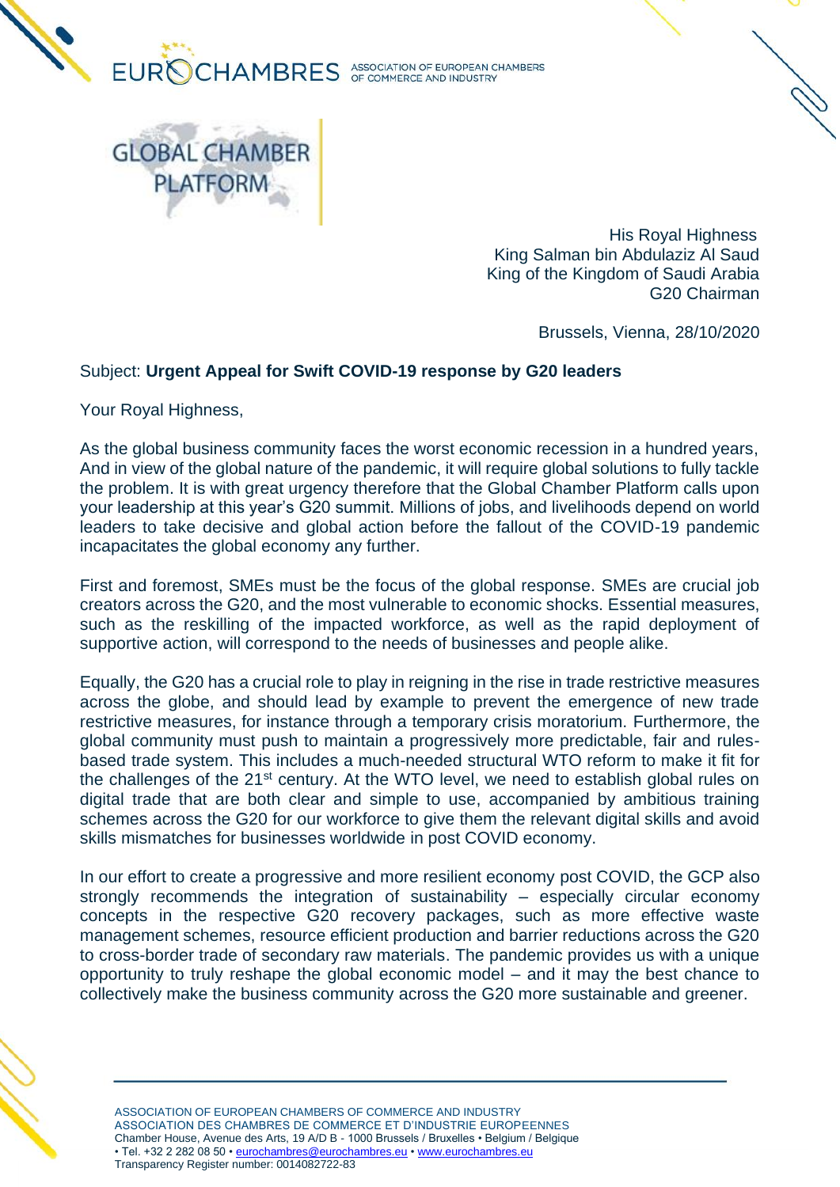EUROCHAMBRES ASSOCIATION OF EUROPEAN CHAMBERS OF COMMERCE AND INDUSTRY

GLOBAL CHAMBER PLATFORM

His Royal Highness
King Salman bin Abdulaziz Al Saud
King of the Kingdom of Saudi Arabia
G20 Chairman

Brussels, Vienna, 28/10/2020

Subject: **Urgent Appeal for Swift COVID-19 response by G20 leaders**

Your Royal Highness,

As the global business community faces the worst economic recession in a hundred years, And in view of the global nature of the pandemic, it will require global solutions to fully tackle the problem. It is with great urgency therefore that the Global Chamber Platform calls upon your leadership at this year's G20 summit. Millions of jobs, and livelihoods depend on world leaders to take decisive and global action before the fallout of the COVID-19 pandemic incapacitates the global economy any further.

First and foremost, SMEs must be the focus of the global response. SMEs are crucial job creators across the G20, and the most vulnerable to economic shocks. Essential measures, such as the reskilling of the impacted workforce, as well as the rapid deployment of supportive action, will correspond to the needs of businesses and people alike.

Equally, the G20 has a crucial role to play in reigning in the rise in trade restrictive measures across the globe, and should lead by example to prevent the emergence of new trade restrictive measures, for instance through a temporary crisis moratorium. Furthermore, the global community must push to maintain a progressively more predictable, fair and rules-based trade system. This includes a much-needed structural WTO reform to make it fit for the challenges of the 21st century. At the WTO level, we need to establish global rules on digital trade that are both clear and simple to use, accompanied by ambitious training schemes across the G20 for our workforce to give them the relevant digital skills and avoid skills mismatches for businesses worldwide in post COVID economy.

In our effort to create a progressive and more resilient economy post COVID, the GCP also strongly recommends the integration of sustainability – especially circular economy concepts in the respective G20 recovery packages, such as more effective waste management schemes, resource efficient production and barrier reductions across the G20 to cross-border trade of secondary raw materials. The pandemic provides us with a unique opportunity to truly reshape the global economic model – and it may the best chance to collectively make the business community across the G20 more sustainable and greener.

ASSOCIATION OF EUROPEAN CHAMBERS OF COMMERCE AND INDUSTRY
ASSOCIATION DES CHAMBRES DE COMMERCE ET D'INDUSTRIE EUROPEENNES
Chamber House, Avenue des Arts, 19 A/D B - 1000 Brussels / Bruxelles • Belgium / Belgique
• Tel. +32 2 282 08 50 • eurochambres@eurochambres.eu • www.eurochambres.eu
Transparency Register number: 0014082722-83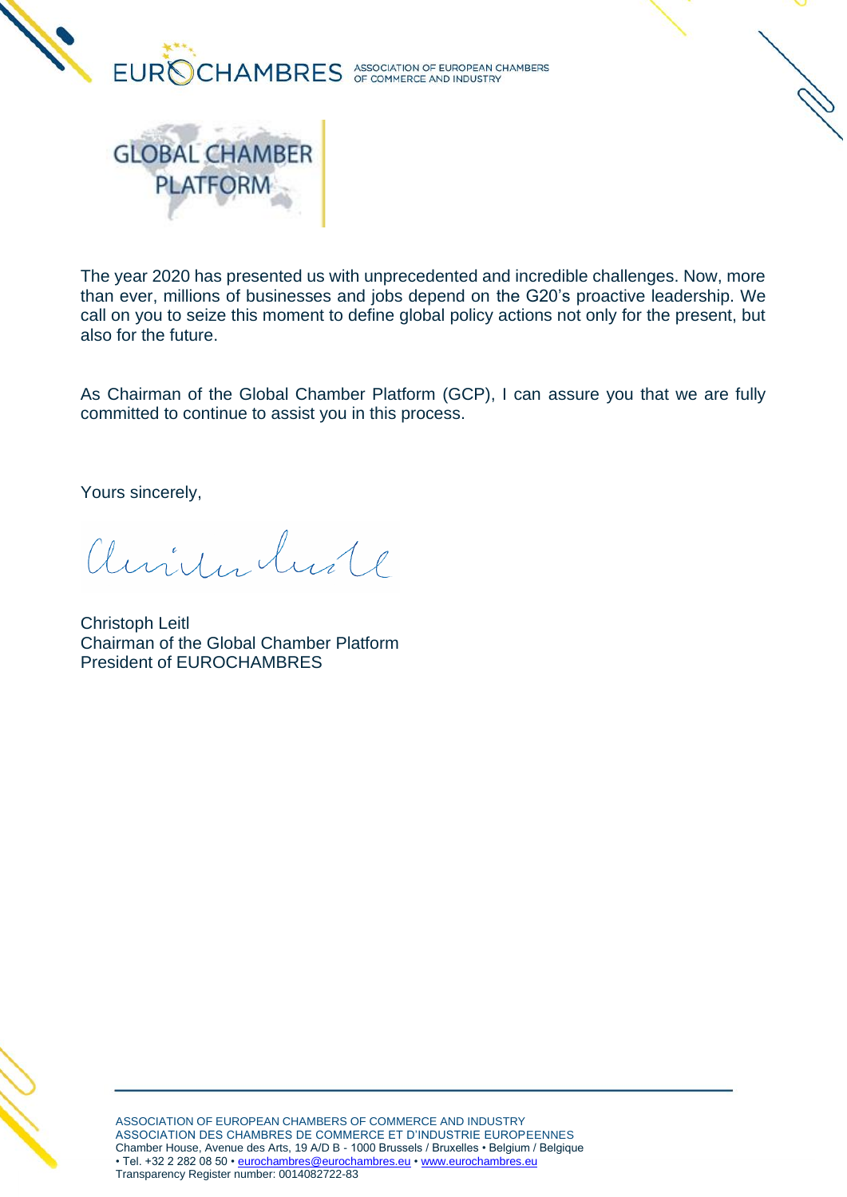EUROCHAMBRES ASSOCIATION OF EUROPEAN CHAMBERS OF COMMERCE AND INDUSTRY

GLOBAL CHAMBER PLATFORM

The year 2020 has presented us with unprecedented and incredible challenges. Now, more than ever, millions of businesses and jobs depend on the G20's proactive leadership. We call on you to seize this moment to define global policy actions not only for the present, but also for the future.

As Chairman of the Global Chamber Platform (GCP), I can assure you that we are fully committed to continue to assist you in this process.

Yours sincerely,

Christoph Leitl
Chairman of the Global Chamber Platform
President of EUROCHAMBRES

ASSOCIATION OF EUROPEAN CHAMBERS OF COMMERCE AND INDUSTRY
ASSOCIATION DES CHAMBRES DE COMMERCE ET D'INDUSTRIE EUROPEENNES
Chamber House, Avenue des Arts, 19 A/D B - 1000 Brussels / Bruxelles • Belgium / Belgique
• Tel. +32 2 282 08 50 • eurochambres@eurochambres.eu • www.eurochambres.eu
Transparency Register number: 0014082722-83